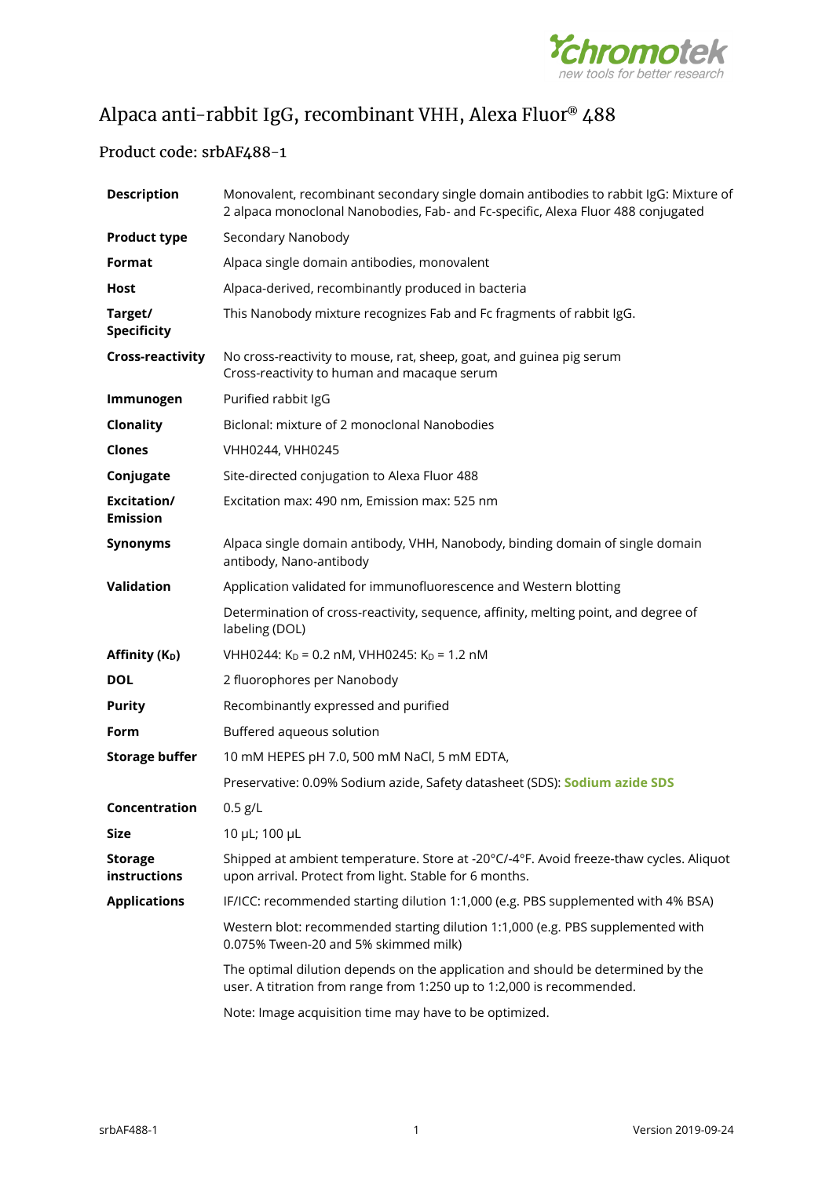# Alpaca anti-rabbit IgG, recombinant VHH, Alexa Fluor® 488

## Product code: srbAF488-1

| | |
|---|---|
| **Description** | Monovalent, recombinant secondary single domain antibodies to rabbit IgG: Mixture of 2 alpaca monoclonal Nanobodies, Fab- and Fc-specific, Alexa Fluor 488 conjugated |
| **Product type** | Secondary Nanobody |
| **Format** | Alpaca single domain antibodies, monovalent |
| **Host** | Alpaca-derived, recombinantly produced in bacteria |
| **Target/ Specificity** | This Nanobody mixture recognizes Fab and Fc fragments of rabbit IgG. |
| **Cross-reactivity** | No cross-reactivity to mouse, rat, sheep, goat, and guinea pig serum<br>Cross-reactivity to human and macaque serum |
| **Immunogen** | Purified rabbit IgG |
| **Clonality** | Biclonal: mixture of 2 monoclonal Nanobodies |
| **Clones** | VHH0244, VHH0245 |
| **Conjugate** | Site-directed conjugation to Alexa Fluor 488 |
| **Excitation/ Emission** | Excitation max: 490 nm, Emission max: 525 nm |
| **Synonyms** | Alpaca single domain antibody, VHH, Nanobody, binding domain of single domain antibody, Nano-antibody |
| **Validation** | Application validated for immunofluorescence and Western blotting |
| | Determination of cross-reactivity, sequence, affinity, melting point, and degree of labeling (DOL) |
| **Affinity ($K_D$)** | VHH0244: $K_D$ = 0.2 nM, VHH0245: $K_D$ = 1.2 nM |
| **DOL** | 2 fluorophores per Nanobody |
| **Purity** | Recombinantly expressed and purified |
| **Form** | Buffered aqueous solution |
| **Storage buffer** | 10 mM HEPES pH 7.0, 500 mM NaCl, 5 mM EDTA, |
| | Preservative: 0.09% Sodium azide, Safety datasheet (SDS): **Sodium azide SDS** |
| **Concentration** | 0.5 g/L |
| **Size** | 10 µL; 100 µL |
| **Storage instructions** | Shipped at ambient temperature. Store at -20°C/-4°F. Avoid freeze-thaw cycles. Aliquot upon arrival. Protect from light. Stable for 6 months. |
| **Applications** | IF/ICC: recommended starting dilution 1:1,000 (e.g. PBS supplemented with 4% BSA) |
| | Western blot: recommended starting dilution 1:1,000 (e.g. PBS supplemented with 0.075% Tween-20 and 5% skimmed milk) |
| | The optimal dilution depends on the application and should be determined by the user. A titration from range from 1:250 up to 1:2,000 is recommended. |
| | Note: Image acquisition time may have to be optimized. |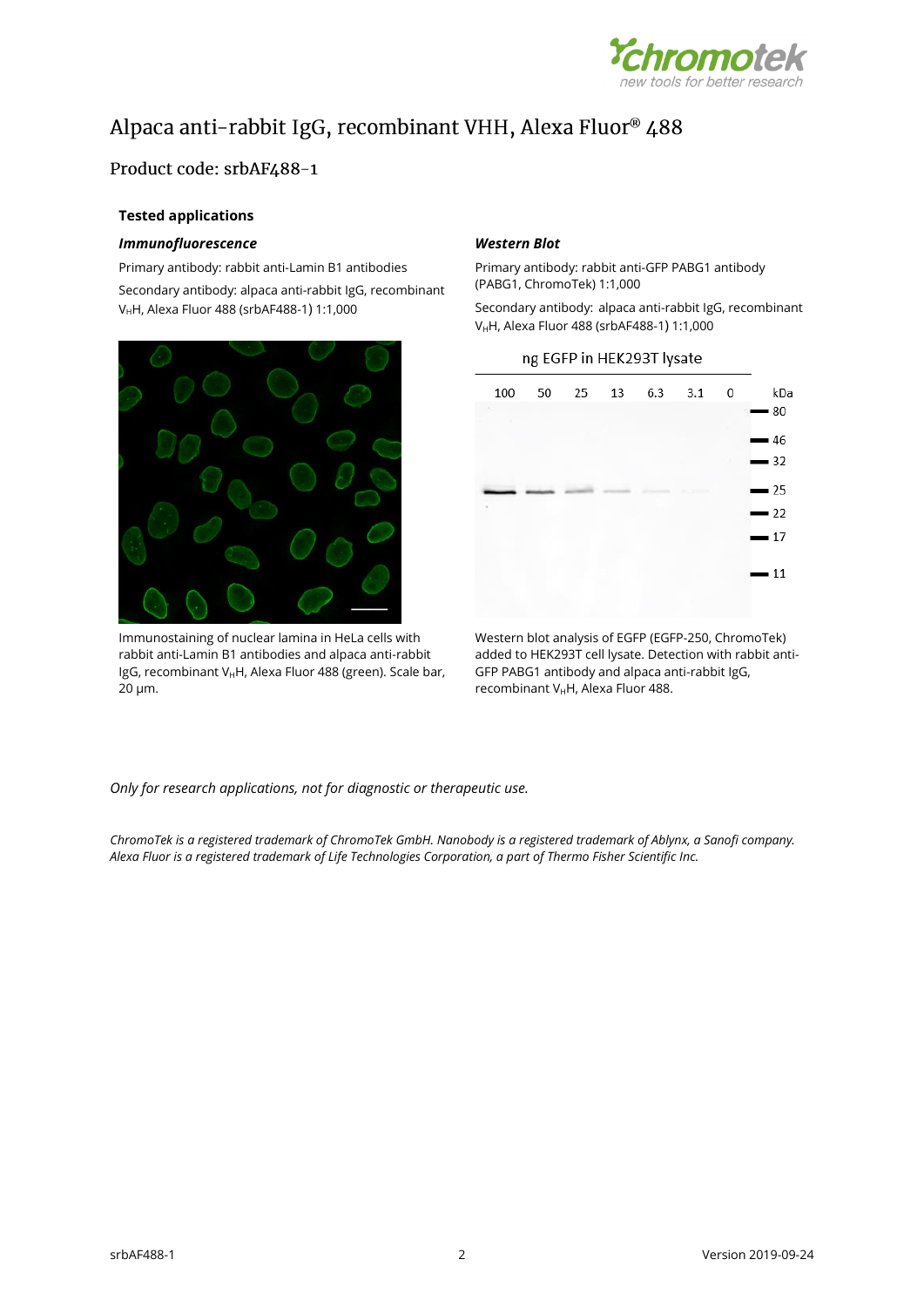# Alpaca anti-rabbit IgG, recombinant VHH, Alexa Fluor® 488

## Product code: srbAF488-1

### Tested applications

#### *Immunofluorescence*

Primary antibody: rabbit anti-Lamin B1 antibodies

Secondary antibody: alpaca anti-rabbit IgG, recombinant $V_H$H, Alexa Fluor 488 (srbAF488-1) 1:1,000

Immunostaining of nuclear lamina in HeLa cells with rabbit anti-Lamin B1 antibodies and alpaca anti-rabbit IgG, recombinant $V_H$H, Alexa Fluor 488 (green). Scale bar, 20 µm.

#### *Western Blot*

Primary antibody: rabbit anti-GFP PABG1 antibody (PABG1, ChromoTek) 1:1,000

Secondary antibody: alpaca anti-rabbit IgG, recombinant $V_H$H, Alexa Fluor 488 (srbAF488-1) 1:1,000

ng EGFP in HEK293T lysate

100 50 25 13 6.3 3.1 0

kDa
80
46
32
25
22
17
11

Western blot analysis of EGFP (EGFP-250, ChromoTek) added to HEK293T cell lysate. Detection with rabbit anti-GFP PABG1 antibody and alpaca anti-rabbit IgG, recombinant $V_H$H, Alexa Fluor 488.

*Only for research applications, not for diagnostic or therapeutic use.*

*ChromoTek is a registered trademark of ChromoTek GmbH. Nanobody is a registered trademark of Ablynx, a Sanofi company. Alexa Fluor is a registered trademark of Life Technologies Corporation, a part of Thermo Fisher Scientific Inc.*